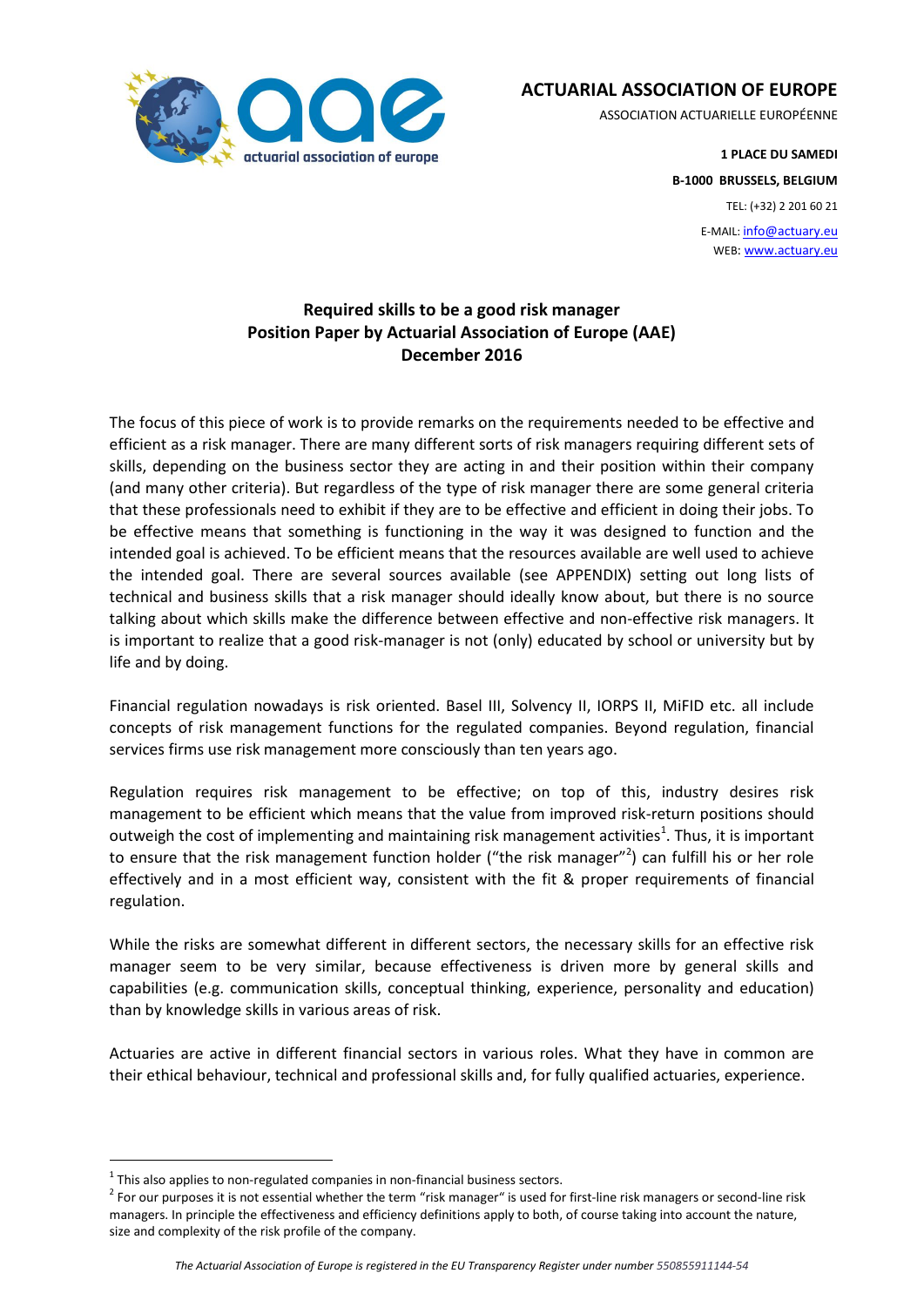**ACTUARIAL ASSOCIATION OF EUROPE**

ASSOCIATION ACTUARIELLE EUROPÉENNE

**1 PLACE DU SAMEDI**

**B-1000 BRUSSELS, BELGIUM**

TEL: (+32) 2 201 60 21

E-MAIL: info@actuary.eu

WEB: www.actuary.eu

# Required skills to be a good risk manager
## Position Paper by Actuarial Association of Europe (AAE)
## December 2016

The focus of this piece of work is to provide remarks on the requirements needed to be effective and efficient as a risk manager. There are many different sorts of risk managers requiring different sets of skills, depending on the business sector they are acting in and their position within their company (and many other criteria). But regardless of the type of risk manager there are some general criteria that these professionals need to exhibit if they are to be effective and efficient in doing their jobs. To be effective means that something is functioning in the way it was designed to function and the intended goal is achieved. To be efficient means that the resources available are well used to achieve the intended goal. There are several sources available (see APPENDIX) setting out long lists of technical and business skills that a risk manager should ideally know about, but there is no source talking about which skills make the difference between effective and non-effective risk managers. It is important to realize that a good risk-manager is not (only) educated by school or university but by life and by doing.

Financial regulation nowadays is risk oriented. Basel III, Solvency II, IORPS II, MiFID etc. all include concepts of risk management functions for the regulated companies. Beyond regulation, financial services firms use risk management more consciously than ten years ago.

Regulation requires risk management to be effective; on top of this, industry desires risk management to be efficient which means that the value from improved risk-return positions should outweigh the cost of implementing and maintaining risk management activities[1]. Thus, it is important to ensure that the risk management function holder ("the risk manager"[2]) can fulfill his or her role effectively and in a most efficient way, consistent with the fit & proper requirements of financial regulation.

While the risks are somewhat different in different sectors, the necessary skills for an effective risk manager seem to be very similar, because effectiveness is driven more by general skills and capabilities (e.g. communication skills, conceptual thinking, experience, personality and education) than by knowledge skills in various areas of risk.

Actuaries are active in different financial sectors in various roles. What they have in common are their ethical behaviour, technical and professional skills and, for fully qualified actuaries, experience.

---

[1] This also applies to non-regulated companies in non-financial business sectors.

[2] For our purposes it is not essential whether the term "risk manager" is used for first-line risk managers or second-line risk managers. In principle the effectiveness and efficiency definitions apply to both, of course taking into account the nature, size and complexity of the risk profile of the company.

*The Actuarial Association of Europe is registered in the EU Transparency Register under number 550855911144-54*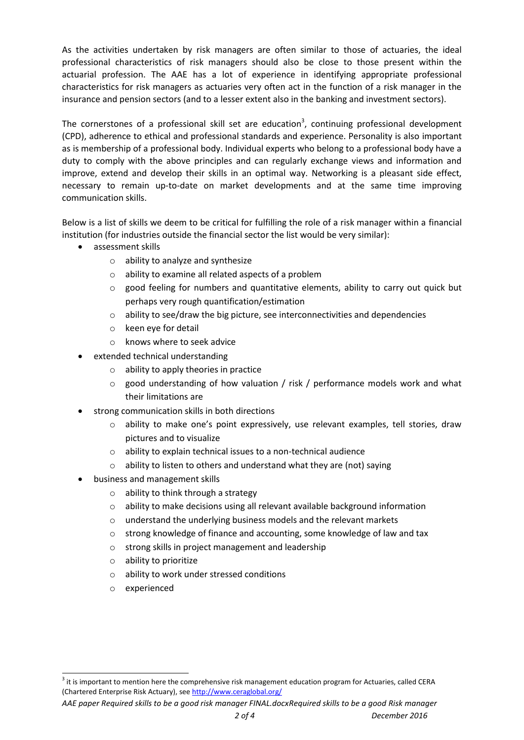As the activities undertaken by risk managers are often similar to those of actuaries, the ideal professional characteristics of risk managers should also be close to those present within the actuarial profession. The AAE has a lot of experience in identifying appropriate professional characteristics for risk managers as actuaries very often act in the function of a risk manager in the insurance and pension sectors (and to a lesser extent also in the banking and investment sectors).

The cornerstones of a professional skill set are education[3], continuing professional development (CPD), adherence to ethical and professional standards and experience. Personality is also important as is membership of a professional body. Individual experts who belong to a professional body have a duty to comply with the above principles and can regularly exchange views and information and improve, extend and develop their skills in an optimal way. Networking is a pleasant side effect, necessary to remain up-to-date on market developments and at the same time improving communication skills.

Below is a list of skills we deem to be critical for fulfilling the role of a risk manager within a financial institution (for industries outside the financial sector the list would be very similar):

- assessment skills
  - ability to analyze and synthesize
  - ability to examine all related aspects of a problem
  - good feeling for numbers and quantitative elements, ability to carry out quick but perhaps very rough quantification/estimation
  - ability to see/draw the big picture, see interconnectivities and dependencies
  - keen eye for detail
  - knows where to seek advice
- extended technical understanding
  - ability to apply theories in practice
  - good understanding of how valuation / risk / performance models work and what their limitations are
- strong communication skills in both directions
  - ability to make one's point expressively, use relevant examples, tell stories, draw pictures and to visualize
  - ability to explain technical issues to a non-technical audience
  - ability to listen to others and understand what they are (not) saying
- business and management skills
  - ability to think through a strategy
  - ability to make decisions using all relevant available background information
  - understand the underlying business models and the relevant markets
  - strong knowledge of finance and accounting, some knowledge of law and tax
  - strong skills in project management and leadership
  - ability to prioritize
  - ability to work under stressed conditions
  - experienced

[3] it is important to mention here the comprehensive risk management education program for Actuaries, called CERA (Chartered Enterprise Risk Actuary), see http://www.ceraglobal.org/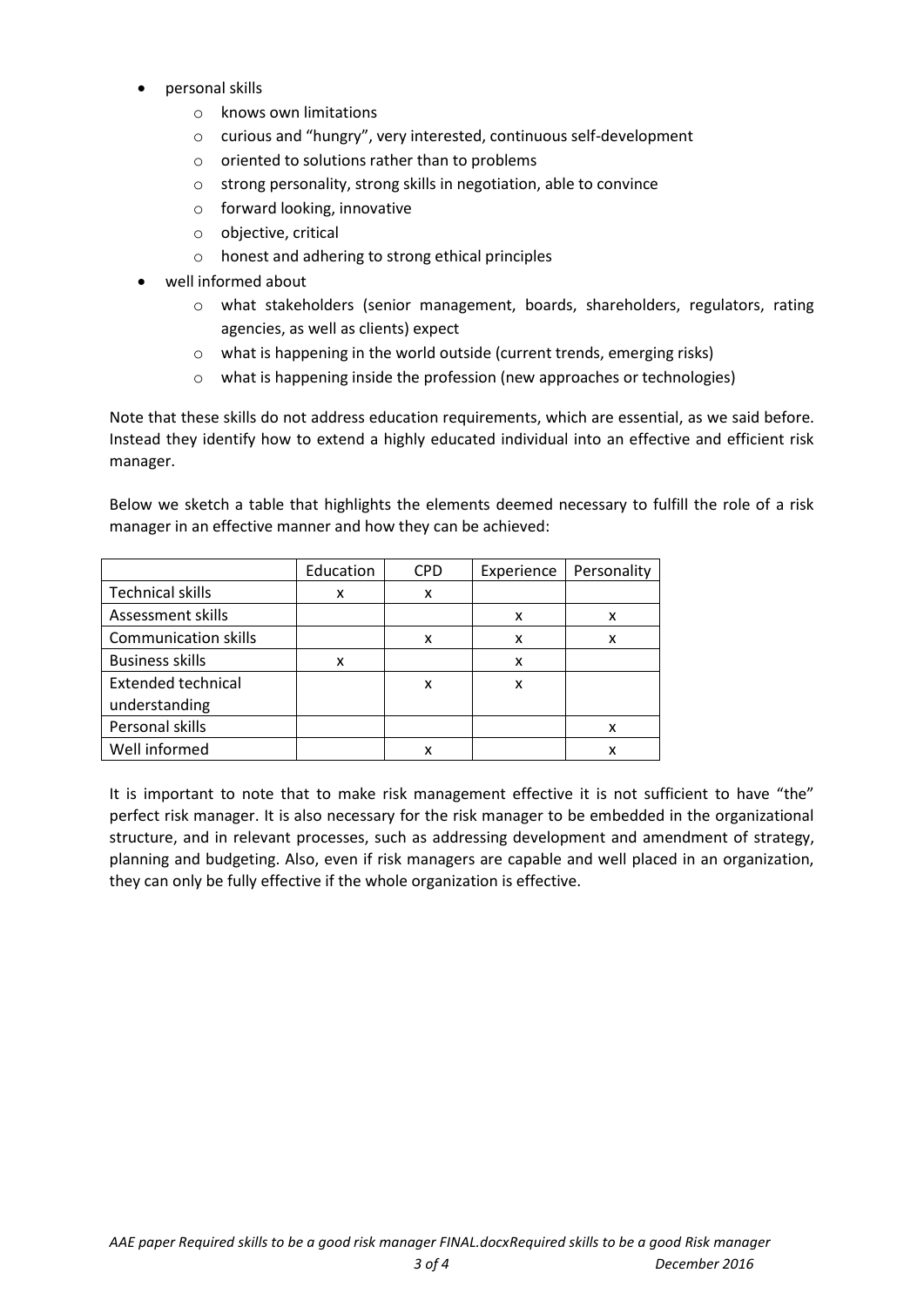- personal skills
  - knows own limitations
  - curious and "hungry", very interested, continuous self-development
  - oriented to solutions rather than to problems
  - strong personality, strong skills in negotiation, able to convince
  - forward looking, innovative
  - objective, critical
  - honest and adhering to strong ethical principles
- well informed about
  - what stakeholders (senior management, boards, shareholders, regulators, rating agencies, as well as clients) expect
  - what is happening in the world outside (current trends, emerging risks)
  - what is happening inside the profession (new approaches or technologies)

Note that these skills do not address education requirements, which are essential, as we said before. Instead they identify how to extend a highly educated individual into an effective and efficient risk manager.

Below we sketch a table that highlights the elements deemed necessary to fulfill the role of a risk manager in an effective manner and how they can be achieved:

| | Education | CPD | Experience | Personality |
|---|---|---|---|---|
| Technical skills | x | x | | |
| Assessment skills | | | x | x |
| Communication skills | | x | x | x |
| Business skills | x | | x | |
| Extended technical understanding | | x | x | |
| Personal skills | | | | x |
| Well informed | | x | | x |

It is important to note that to make risk management effective it is not sufficient to have "the" perfect risk manager. It is also necessary for the risk manager to be embedded in the organizational structure, and in relevant processes, such as addressing development and amendment of strategy, planning and budgeting. Also, even if risk managers are capable and well placed in an organization, they can only be fully effective if the whole organization is effective.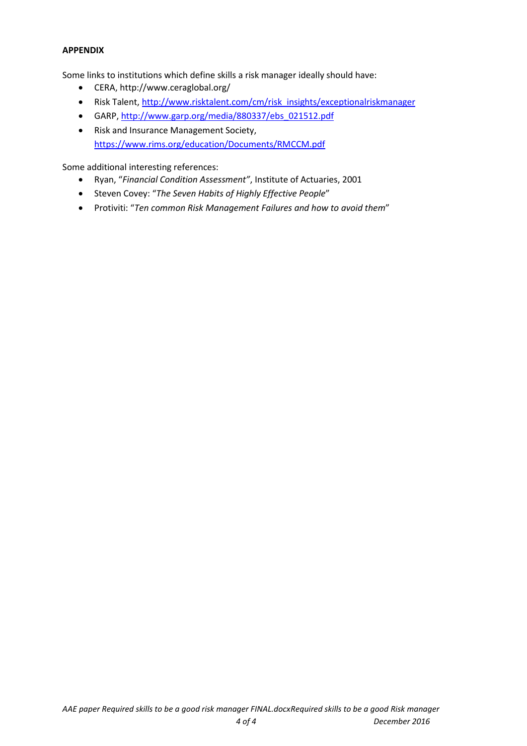**APPENDIX**

Some links to institutions which define skills a risk manager ideally should have:

- CERA, http://www.ceraglobal.org/
- Risk Talent, http://www.risktalent.com/cm/risk_insights/exceptionalriskmanager
- GARP, http://www.garp.org/media/880337/ebs_021512.pdf
- Risk and Insurance Management Society, https://www.rims.org/education/Documents/RMCCM.pdf

Some additional interesting references:

- Ryan, "*Financial Condition Assessment"*, Institute of Actuaries, 2001
- Steven Covey: "*The Seven Habits of Highly Effective People*"
- Protiviti: "*Ten common Risk Management Failures and how to avoid them*"